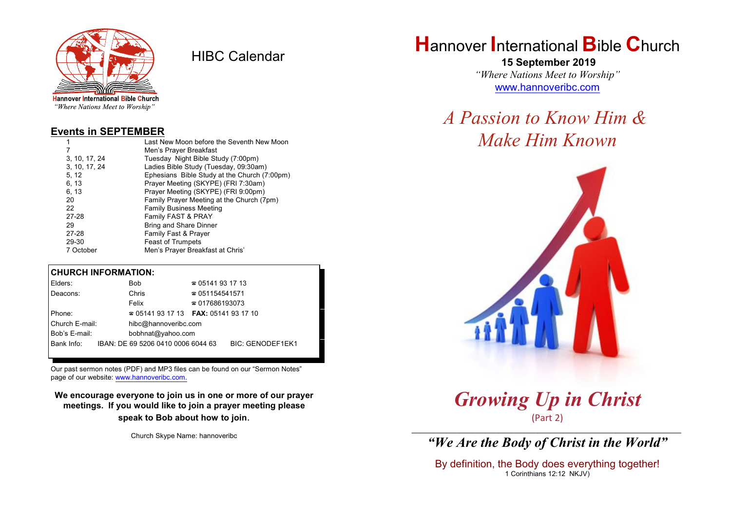Hannover International Bible Church
*"Where Nations Meet to Worship"*

# HIBC Calendar

## Events in SEPTEMBER

| | |
|---|---|
| 1 | Last New Moon before the Seventh New Moon |
| 7 | Men's Prayer Breakfast |
| 3, 10, 17, 24 | Tuesday Night Bible Study (7:00pm) |
| 3, 10, 17, 24 | Ladies Bible Study (Tuesday, 09:30am) |
| 5, 12 | Ephesians Bible Study at the Church (7:00pm) |
| 6, 13 | Prayer Meeting (SKYPE) (FRI 7:30am) |
| 6, 13 | Prayer Meeting (SKYPE) (FRI 9:00pm) |
| 20 | Family Prayer Meeting at the Church (7pm) |
| 22 | Family Business Meeting |
| 27-28 | Family FAST & PRAY |
| 29 | Bring and Share Dinner |
| 27-28 | Family Fast & Prayer |
| 29-30 | Feast of Trumpets |
| 7 October | Men's Prayer Breakfast at Chris' |

## CHURCH INFORMATION:

| | | |
|---|---|---|
| Elders: | Bob | ☎ 05141 93 17 13 |
| Deacons: | Chris | ☎ 051154541571 |
| | Felix | ☎ 017686193073 |
| Phone: | ☎ 05141 93 17 13 | **FAX:** 05141 93 17 10 |
| Church E-mail: | hibc@hannoveribc.com | |
| Bob's E-mail: | bobhnat@yahoo.com | |
| Bank Info: | IBAN: DE 69 5206 0410 0006 6044 63 | BIC: GENODEF1EK1 |

Our past sermon notes (PDF) and MP3 files can be found on our "Sermon Notes" page of our website: www.hannoveribc.com.

**We encourage everyone to join us in one or more of our prayer meetings. If you would like to join a prayer meeting please speak to Bob about how to join.**

Church Skype Name: hannoveribc

# Hannover International Bible Church

**15 September 2019**

*"Where Nations Meet to Worship"*

www.hannoveribc.com

*A Passion to Know Him & Make Him Known*

# *Growing Up in Christ*

(Part 2)

## *"We Are the Body of Christ in the World"*

By definition, the Body does everything together!
1 Corinthians 12:12 NKJV)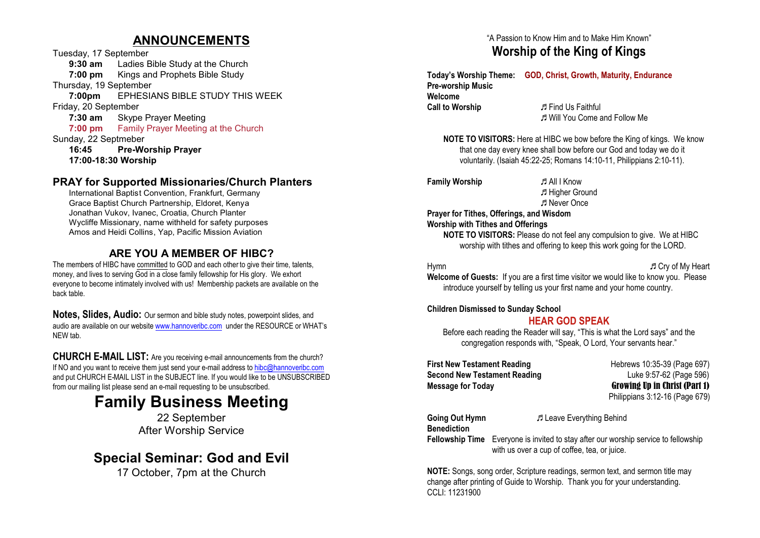# ANNOUNCEMENTS

Tuesday, 17 September

- **9:30 am** Ladies Bible Study at the Church
- **7:00 pm** Kings and Prophets Bible Study

Thursday, 19 September

- **7:00pm** EPHESIANS BIBLE STUDY THIS WEEK

Friday, 20 September

- **7:30 am** Skype Prayer Meeting
- **7:00 pm** Family Prayer Meeting at the Church

Sunday, 22 Septmeber

- **16:45 Pre-Worship Prayer**
- **17:00-18:30 Worship**

## PRAY for Supported Missionaries/Church Planters

International Baptist Convention, Frankfurt, Germany
Grace Baptist Church Partnership, Eldoret, Kenya
Jonathan Vukov, Ivanec, Croatia, Church Planter
Wycliffe Missionary, name withheld for safety purposes
Amos and Heidi Collins, Yap, Pacific Mission Aviation

## ARE YOU A MEMBER OF HIBC?

The members of HIBC have committed to GOD and each other to give their time, talents, money, and lives to serving God in a close family fellowship for His glory. We exhort everyone to become intimately involved with us! Membership packets are available on the back table.

**Notes, Slides, Audio:** Our sermon and bible study notes, powerpoint slides, and audio are available on our website www.hannoveribc.com under the RESOURCE or WHAT's NEW tab.

**CHURCH E-MAIL LIST:** Are you receiving e-mail announcements from the church? If NO and you want to receive them just send your e-mail address to hibc@hannoveribc.com and put CHURCH E-MAIL LIST in the SUBJECT line. If you would like to be UNSUBSCRIBED from our mailing list please send an e-mail requesting to be unsubscribed.

# Family Business Meeting

22 September
After Worship Service

# Special Seminar: God and Evil

17 October, 7pm at the Church

"A Passion to Know Him and to Make Him Known"

# Worship of the King of Kings

**Today's Worship Theme:** **GOD, Christ, Growth, Maturity, Endurance**

**Pre-worship Music**

**Welcome**

**Call to Worship** ♬ Find Us Faithful
♬ Will You Come and Follow Me

**NOTE TO VISITORS:** Here at HIBC we bow before the King of kings. We know that one day every knee shall bow before our God and today we do it voluntarily. (Isaiah 45:22-25; Romans 14:10-11, Philippians 2:10-11).

**Family Worship** ♬ All I Know
♬ Higher Ground
♬ Never Once

**Prayer for Tithes, Offerings, and Wisdom**

**Worship with Tithes and Offerings**

**NOTE TO VISITORS:** Please do not feel any compulsion to give. We at HIBC worship with tithes and offering to keep this work going for the LORD.

Hymn ♬ Cry of My Heart

**Welcome of Guests:** If you are a first time visitor we would like to know you. Please introduce yourself by telling us your first name and your home country.

**Children Dismissed to Sunday School**

## HEAR GOD SPEAK

Before each reading the Reader will say, "This is what the Lord says" and the congregation responds with, "Speak, O Lord, Your servants hear."

**First New Testament Reading** Hebrews 10:35-39 (Page 697)
**Second New Testament Reading** Luke 9:57-62 (Page 596)
**Message for Today** **Growing Up in Christ (Part 1)**
Philippians 3:12-16 (Page 679)

**Going Out Hymn** ♬ Leave Everything Behind

**Benediction**

**Fellowship Time** Everyone is invited to stay after our worship service to fellowship with us over a cup of coffee, tea, or juice.

**NOTE:** Songs, song order, Scripture readings, sermon text, and sermon title may change after printing of Guide to Worship. Thank you for your understanding.
CCLI: 11231900